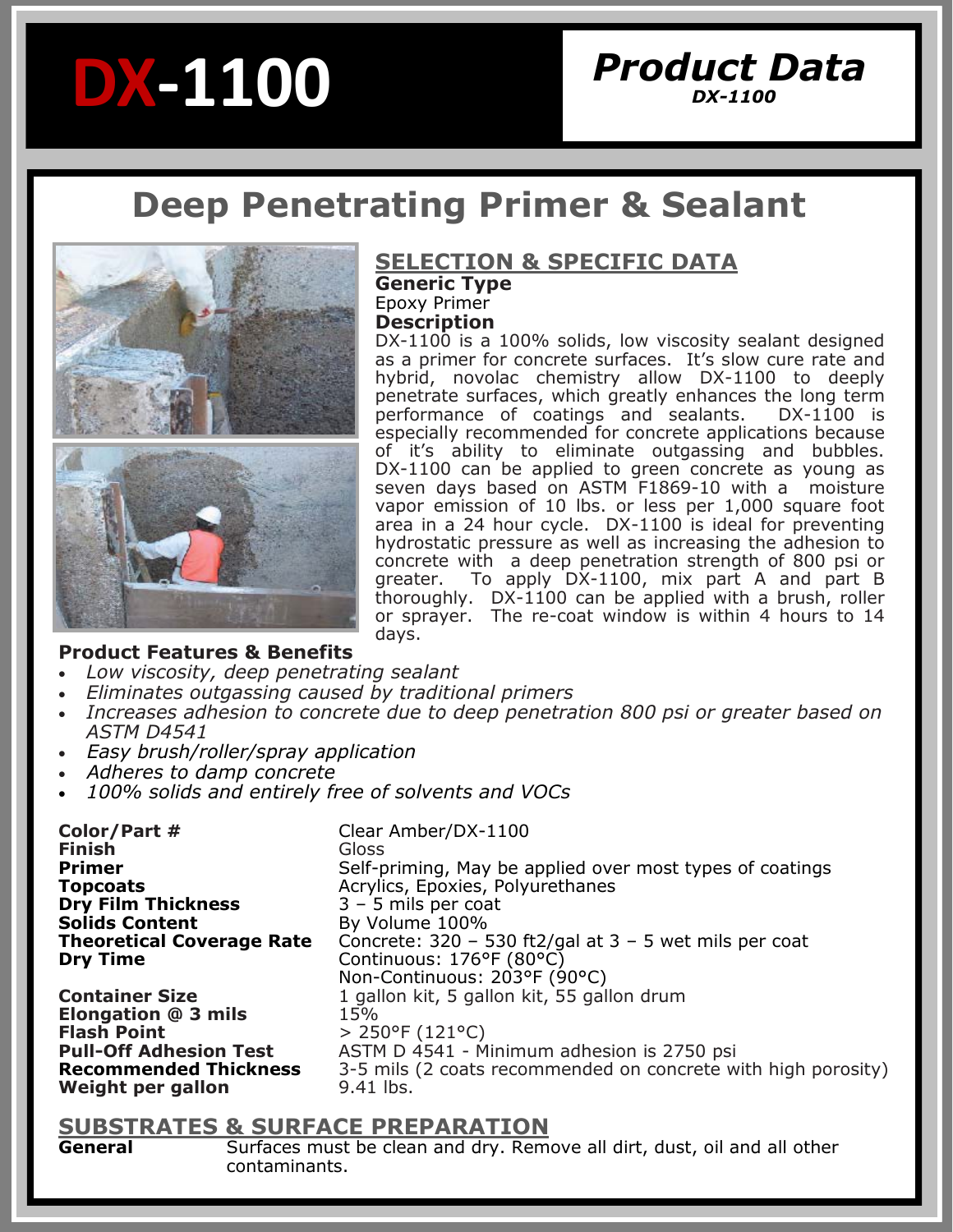# DX-1100

## Product Data

*DX-1100*

# Deep Penetrating Primer & Sealant

## SELECTION & SPECIFIC DATA

**Generic Type**

Epoxy Primer

**Description**

DX-1100 is a 100% solids, low viscosity sealant designed as a primer for concrete surfaces. It's slow cure rate and hybrid, novolac chemistry allow DX-1100 to deeply penetrate surfaces, which greatly enhances the long term performance of coatings and sealants. DX-1100 is especially recommended for concrete applications because of it's ability to eliminate outgassing and bubbles. DX-1100 can be applied to green concrete as young as seven days based on ASTM F1869-10 with a moisture vapor emission of 10 lbs. or less per 1,000 square foot area in a 24 hour cycle. DX-1100 is ideal for preventing hydrostatic pressure as well as increasing the adhesion to concrete with a deep penetration strength of 800 psi or greater. To apply DX-1100, mix part A and part B thoroughly. DX-1100 can be applied with a brush, roller or sprayer. The re-coat window is within 4 hours to 14 days.

**Product Features & Benefits**

- *Low viscosity, deep penetrating sealant*
- *Eliminates outgassing caused by traditional primers*
- *Increases adhesion to concrete due to deep penetration 800 psi or greater based on ASTM D4541*
- *Easy brush/roller/spray application*
- *Adheres to damp concrete*
- *100% solids and entirely free of solvents and VOCs*

| | |
|---|---|
| **Color/Part #** | Clear Amber/DX-1100 |
| **Finish** | Gloss |
| **Primer** | Self-priming, May be applied over most types of coatings |
| **Topcoats** | Acrylics, Epoxies, Polyurethanes |
| **Dry Film Thickness** | 3 – 5 mils per coat |
| **Solids Content** | By Volume 100% |
| **Theoretical Coverage Rate** | Concrete: 320 – 530 ft2/gal at 3 – 5 wet mils per coat |
| **Dry Time** | Continuous: 176°F (80°C)<br>Non-Continuous: 203°F (90°C) |
| **Container Size** | 1 gallon kit, 5 gallon kit, 55 gallon drum |
| **Elongation @ 3 mils** | 15% |
| **Flash Point** | > 250°F (121°C) |
| **Pull-Off Adhesion Test** | ASTM D 4541 - Minimum adhesion is 2750 psi |
| **Recommended Thickness** | 3-5 mils (2 coats recommended on concrete with high porosity) |
| **Weight per gallon** | 9.41 lbs. |

## SUBSTRATES & SURFACE PREPARATION

**General** Surfaces must be clean and dry. Remove all dirt, dust, oil and all other contaminants.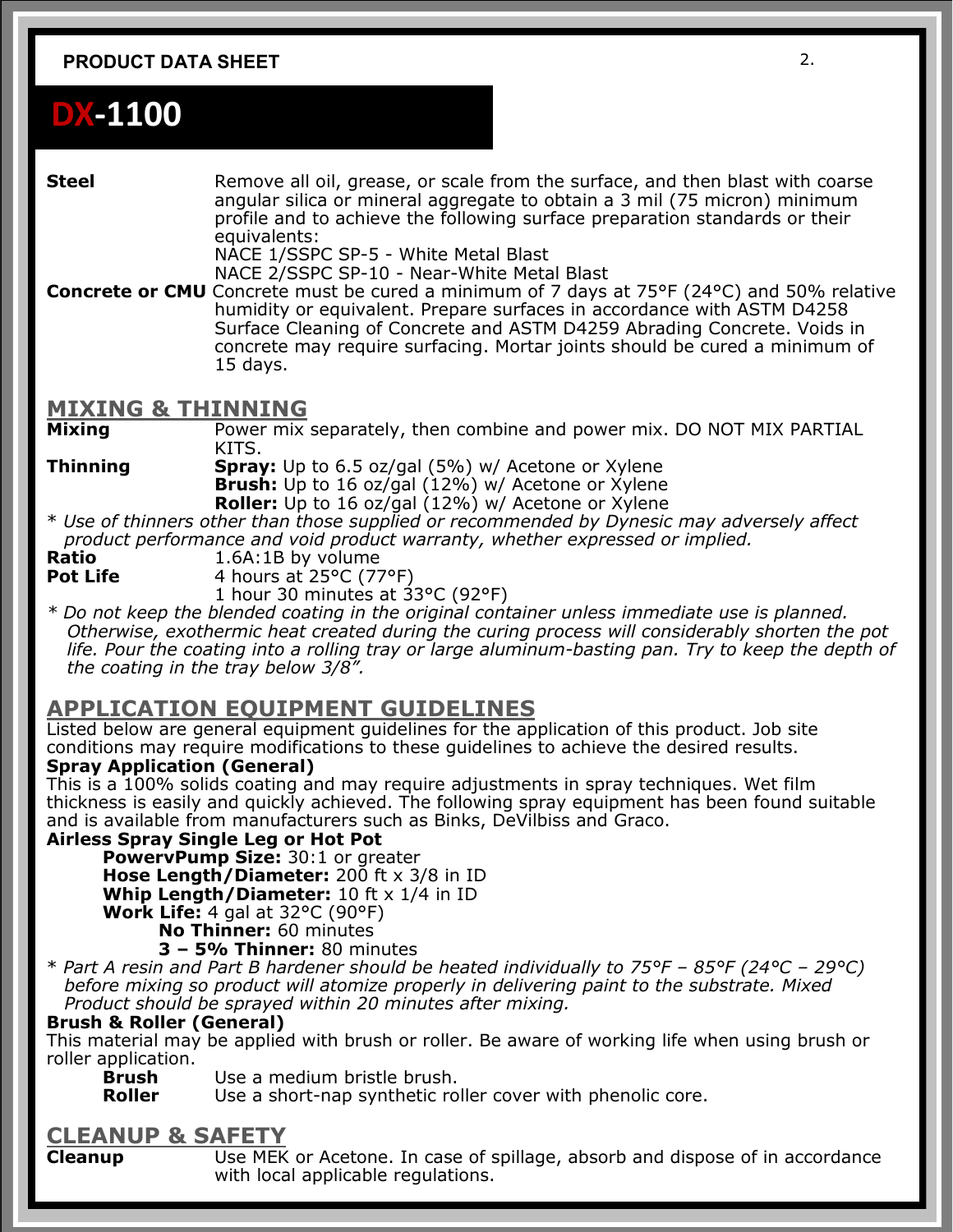# DX-1100

**Steel** Remove all oil, grease, or scale from the surface, and then blast with coarse angular silica or mineral aggregate to obtain a 3 mil (75 micron) minimum profile and to achieve the following surface preparation standards or their equivalents:
NACE 1/SSPC SP-5 - White Metal Blast
NACE 2/SSPC SP-10 - Near-White Metal Blast

**Concrete or CMU** Concrete must be cured a minimum of 7 days at 75°F (24°C) and 50% relative humidity or equivalent. Prepare surfaces in accordance with ASTM D4258 Surface Cleaning of Concrete and ASTM D4259 Abrading Concrete. Voids in concrete may require surfacing. Mortar joints should be cured a minimum of 15 days.

## MIXING & THINNING

**Mixing** Power mix separately, then combine and power mix. DO NOT MIX PARTIAL KITS.

**Thinning**
**Spray:** Up to 6.5 oz/gal (5%) w/ Acetone or Xylene
**Brush:** Up to 16 oz/gal (12%) w/ Acetone or Xylene
**Roller:** Up to 16 oz/gal (12%) w/ Acetone or Xylene

*\* Use of thinners other than those supplied or recommended by Dynesic may adversely affect product performance and void product warranty, whether expressed or implied.*

**Ratio** 1.6A:1B by volume

**Pot Life** 4 hours at 25°C (77°F)
1 hour 30 minutes at 33°C (92°F)

*\* Do not keep the blended coating in the original container unless immediate use is planned. Otherwise, exothermic heat created during the curing process will considerably shorten the pot life. Pour the coating into a rolling tray or large aluminum-basting pan. Try to keep the depth of the coating in the tray below 3/8".*

## APPLICATION EQUIPMENT GUIDELINES

Listed below are general equipment guidelines for the application of this product. Job site conditions may require modifications to these guidelines to achieve the desired results.

**Spray Application (General)**
This is a 100% solids coating and may require adjustments in spray techniques. Wet film thickness is easily and quickly achieved. The following spray equipment has been found suitable and is available from manufacturers such as Binks, DeVilbiss and Graco.

**Airless Spray Single Leg or Hot Pot**
- **PowervPump Size:** 30:1 or greater
- **Hose Length/Diameter:** 200 ft x 3/8 in ID
- **Whip Length/Diameter:** 10 ft x 1/4 in ID
- **Work Life:** 4 gal at 32°C (90°F)
  - **No Thinner:** 60 minutes
  - **3 – 5% Thinner:** 80 minutes

*\* Part A resin and Part B hardener should be heated individually to 75°F – 85°F (24°C – 29°C) before mixing so product will atomize properly in delivering paint to the substrate. Mixed Product should be sprayed within 20 minutes after mixing.*

**Brush & Roller (General)**
This material may be applied with brush or roller. Be aware of working life when using brush or roller application.
- **Brush** Use a medium bristle brush.
- **Roller** Use a short-nap synthetic roller cover with phenolic core.

## CLEANUP & SAFETY

**Cleanup** Use MEK or Acetone. In case of spillage, absorb and dispose of in accordance with local applicable regulations.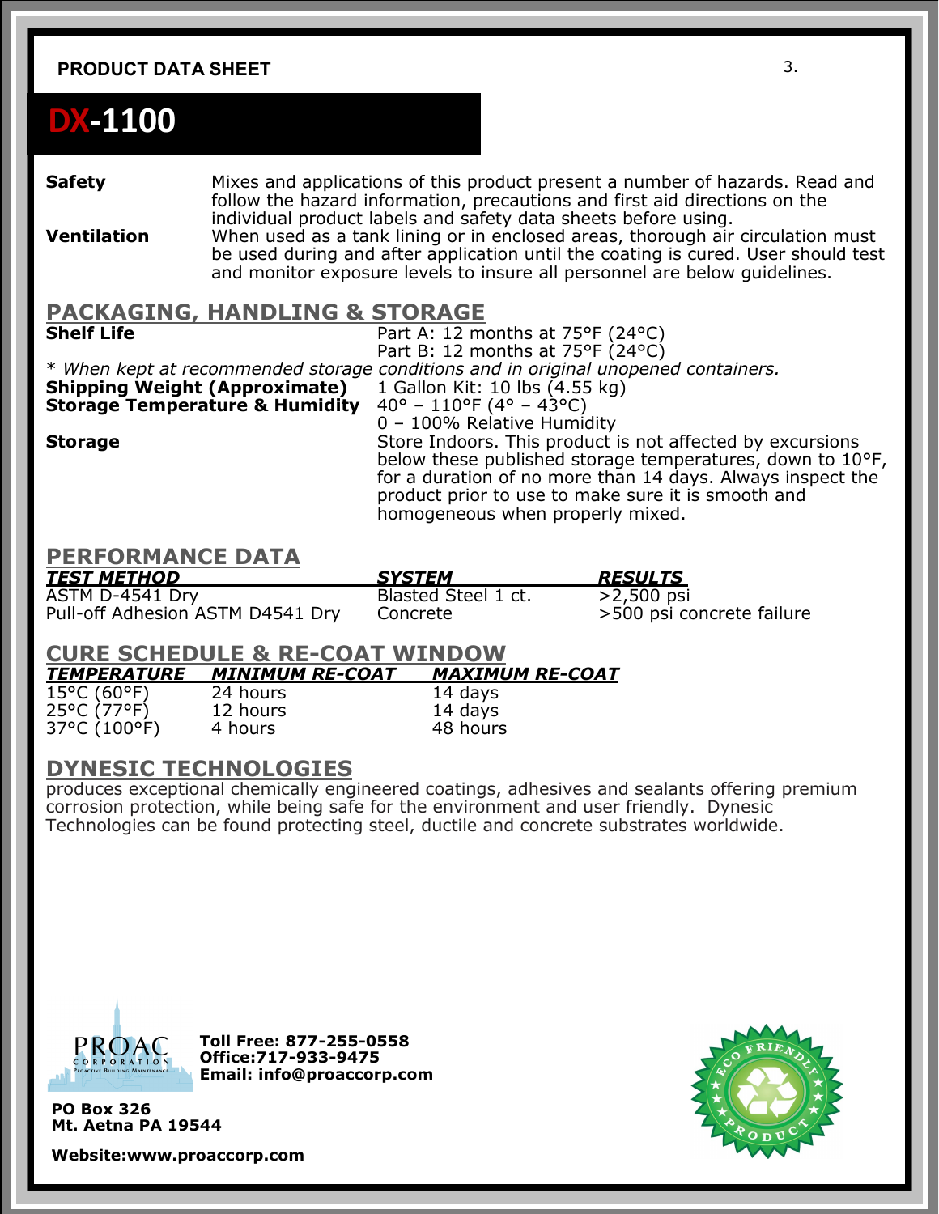**PRODUCT DATA SHEET**

# DX-1100

**Safety** Mixes and applications of this product present a number of hazards. Read and follow the hazard information, precautions and first aid directions on the individual product labels and safety data sheets before using.

**Ventilation** When used as a tank lining or in enclosed areas, thorough air circulation must be used during and after application until the coating is cured. User should test and monitor exposure levels to insure all personnel are below guidelines.

## PACKAGING, HANDLING & STORAGE

**Shelf Life** Part A: 12 months at 75°F (24°C)
Part B: 12 months at 75°F (24°C)

*\* When kept at recommended storage conditions and in original unopened containers.*

**Shipping Weight (Approximate)** 1 Gallon Kit: 10 lbs (4.55 kg)

**Storage Temperature & Humidity** 40° – 110°F (4° – 43°C)
0 – 100% Relative Humidity

**Storage** Store Indoors. This product is not affected by excursions below these published storage temperatures, down to 10°F, for a duration of no more than 14 days. Always inspect the product prior to use to make sure it is smooth and homogeneous when properly mixed.

## PERFORMANCE DATA

| *TEST METHOD* | *SYSTEM* | *RESULTS* |
|---|---|---|
| ASTM D-4541 Dry | Blasted Steel 1 ct. | >2,500 psi |
| Pull-off Adhesion ASTM D4541 Dry | Concrete | >500 psi concrete failure |

## CURE SCHEDULE & RE-COAT WINDOW

| *TEMPERATURE* | *MINIMUM RE-COAT* | *MAXIMUM RE-COAT* |
|---|---|---|
| 15°C (60°F) | 24 hours | 14 days |
| 25°C (77°F) | 12 hours | 14 days |
| 37°C (100°F) | 4 hours | 48 hours |

## DYNESIC TECHNOLOGIES

produces exceptional chemically engineered coatings, adhesives and sealants offering premium corrosion protection, while being safe for the environment and user friendly. Dynesic Technologies can be found protecting steel, ductile and concrete substrates worldwide.

PROAC CORPORATION
Proactive Building Maintenance

**Toll Free: 877-255-0558**
**Office:717-933-9475**
**Email: info@proaccorp.com**

**PO Box 326**
**Mt. Aetna PA 19544**

**Website:www.proaccorp.com**

ECO FRIENDLY PRODUCT